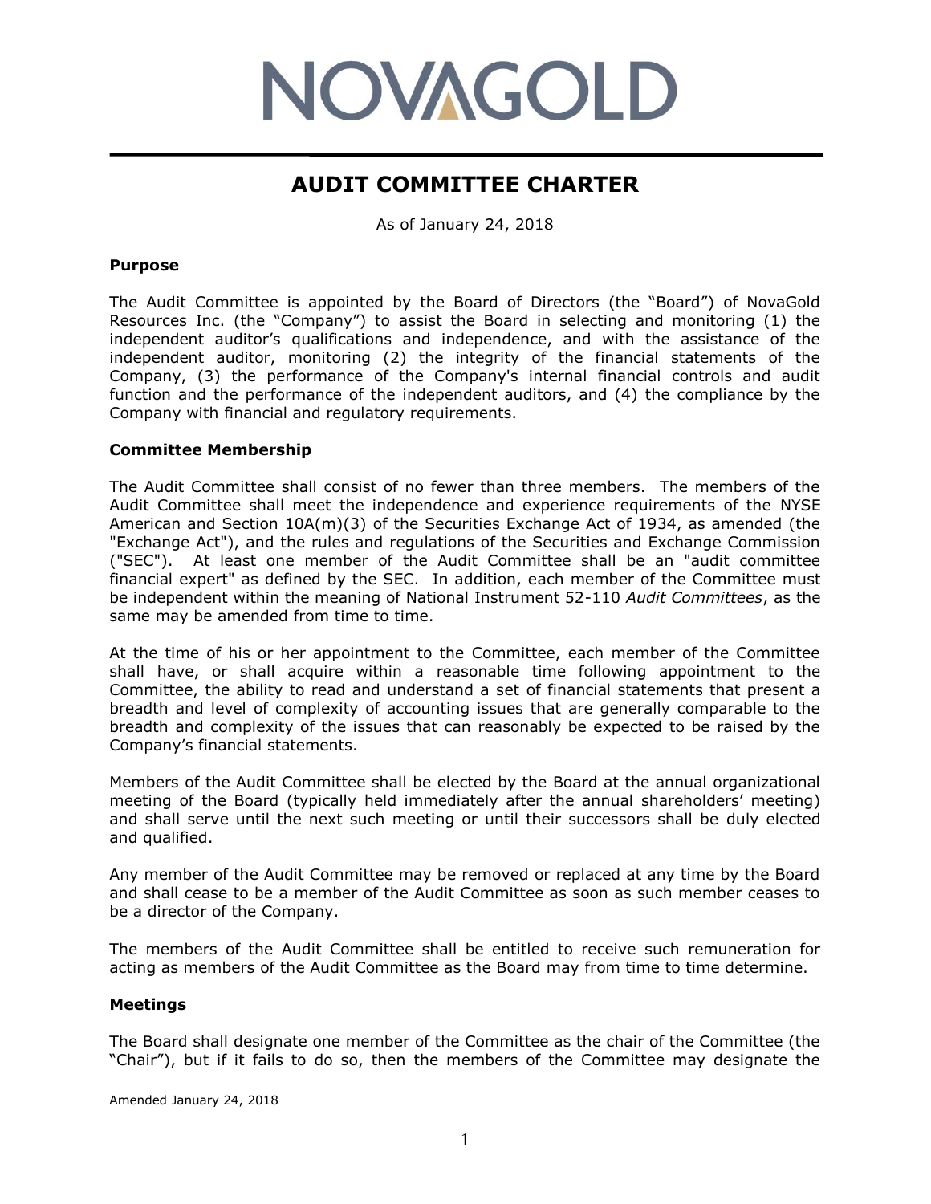NOVAGOLD

# AUDIT COMMITTEE CHARTER

As of January 24, 2018

### Purpose

The Audit Committee is appointed by the Board of Directors (the "Board") of NovaGold Resources Inc. (the "Company") to assist the Board in selecting and monitoring (1) the independent auditor's qualifications and independence, and with the assistance of the independent auditor, monitoring (2) the integrity of the financial statements of the Company, (3) the performance of the Company's internal financial controls and audit function and the performance of the independent auditors, and (4) the compliance by the Company with financial and regulatory requirements.

### Committee Membership

The Audit Committee shall consist of no fewer than three members. The members of the Audit Committee shall meet the independence and experience requirements of the NYSE American and Section 10A(m)(3) of the Securities Exchange Act of 1934, as amended (the "Exchange Act"), and the rules and regulations of the Securities and Exchange Commission ("SEC"). At least one member of the Audit Committee shall be an "audit committee financial expert" as defined by the SEC. In addition, each member of the Committee must be independent within the meaning of National Instrument 52-110 *Audit Committees*, as the same may be amended from time to time.

At the time of his or her appointment to the Committee, each member of the Committee shall have, or shall acquire within a reasonable time following appointment to the Committee, the ability to read and understand a set of financial statements that present a breadth and level of complexity of accounting issues that are generally comparable to the breadth and complexity of the issues that can reasonably be expected to be raised by the Company's financial statements.

Members of the Audit Committee shall be elected by the Board at the annual organizational meeting of the Board (typically held immediately after the annual shareholders' meeting) and shall serve until the next such meeting or until their successors shall be duly elected and qualified.

Any member of the Audit Committee may be removed or replaced at any time by the Board and shall cease to be a member of the Audit Committee as soon as such member ceases to be a director of the Company.

The members of the Audit Committee shall be entitled to receive such remuneration for acting as members of the Audit Committee as the Board may from time to time determine.

### Meetings

The Board shall designate one member of the Committee as the chair of the Committee (the "Chair"), but if it fails to do so, then the members of the Committee may designate the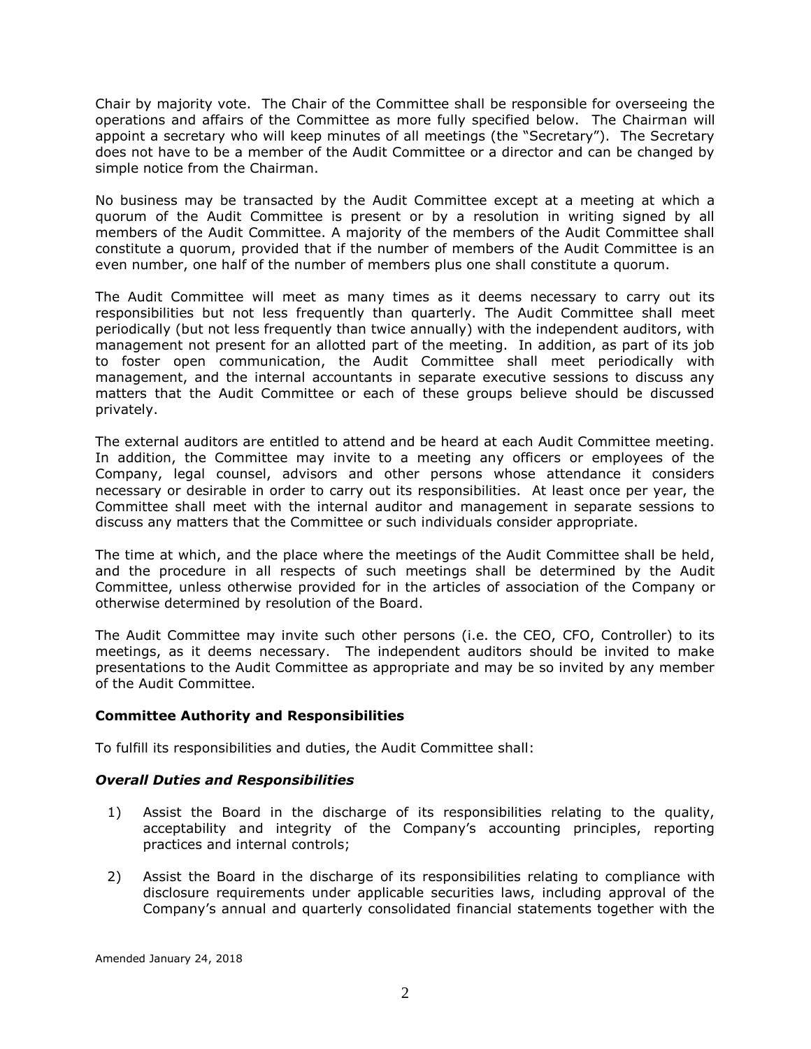Chair by majority vote. The Chair of the Committee shall be responsible for overseeing the operations and affairs of the Committee as more fully specified below. The Chairman will appoint a secretary who will keep minutes of all meetings (the "Secretary"). The Secretary does not have to be a member of the Audit Committee or a director and can be changed by simple notice from the Chairman.

No business may be transacted by the Audit Committee except at a meeting at which a quorum of the Audit Committee is present or by a resolution in writing signed by all members of the Audit Committee. A majority of the members of the Audit Committee shall constitute a quorum, provided that if the number of members of the Audit Committee is an even number, one half of the number of members plus one shall constitute a quorum.

The Audit Committee will meet as many times as it deems necessary to carry out its responsibilities but not less frequently than quarterly. The Audit Committee shall meet periodically (but not less frequently than twice annually) with the independent auditors, with management not present for an allotted part of the meeting. In addition, as part of its job to foster open communication, the Audit Committee shall meet periodically with management, and the internal accountants in separate executive sessions to discuss any matters that the Audit Committee or each of these groups believe should be discussed privately.

The external auditors are entitled to attend and be heard at each Audit Committee meeting. In addition, the Committee may invite to a meeting any officers or employees of the Company, legal counsel, advisors and other persons whose attendance it considers necessary or desirable in order to carry out its responsibilities. At least once per year, the Committee shall meet with the internal auditor and management in separate sessions to discuss any matters that the Committee or such individuals consider appropriate.

The time at which, and the place where the meetings of the Audit Committee shall be held, and the procedure in all respects of such meetings shall be determined by the Audit Committee, unless otherwise provided for in the articles of association of the Company or otherwise determined by resolution of the Board.

The Audit Committee may invite such other persons (i.e. the CEO, CFO, Controller) to its meetings, as it deems necessary. The independent auditors should be invited to make presentations to the Audit Committee as appropriate and may be so invited by any member of the Audit Committee.

**Committee Authority and Responsibilities**

To fulfill its responsibilities and duties, the Audit Committee shall:

***Overall Duties and Responsibilities***

1) Assist the Board in the discharge of its responsibilities relating to the quality, acceptability and integrity of the Company's accounting principles, reporting practices and internal controls;

2) Assist the Board in the discharge of its responsibilities relating to compliance with disclosure requirements under applicable securities laws, including approval of the Company's annual and quarterly consolidated financial statements together with the

Amended January 24, 2018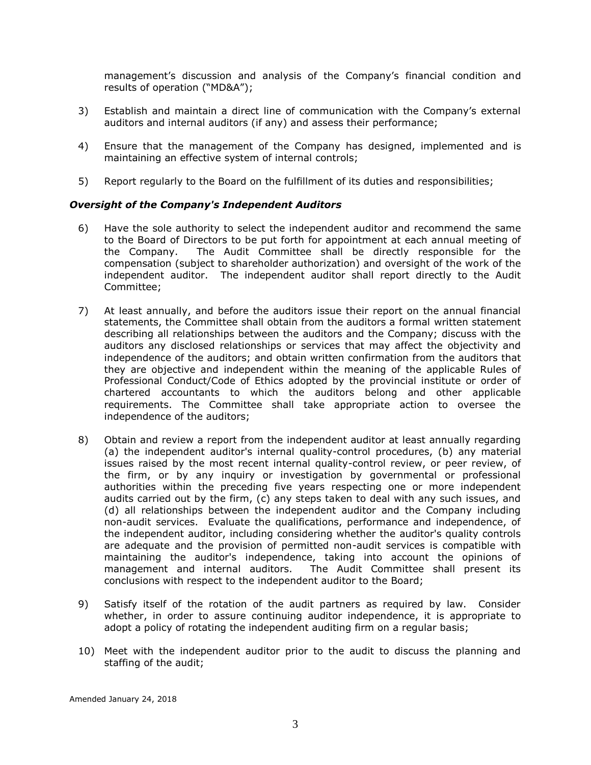management's discussion and analysis of the Company's financial condition and results of operation ("MD&A");

3) Establish and maintain a direct line of communication with the Company's external auditors and internal auditors (if any) and assess their performance;

4) Ensure that the management of the Company has designed, implemented and is maintaining an effective system of internal controls;

5) Report regularly to the Board on the fulfillment of its duties and responsibilities;

***Oversight of the Company's Independent Auditors***

6) Have the sole authority to select the independent auditor and recommend the same to the Board of Directors to be put forth for appointment at each annual meeting of the Company. The Audit Committee shall be directly responsible for the compensation (subject to shareholder authorization) and oversight of the work of the independent auditor. The independent auditor shall report directly to the Audit Committee;

7) At least annually, and before the auditors issue their report on the annual financial statements, the Committee shall obtain from the auditors a formal written statement describing all relationships between the auditors and the Company; discuss with the auditors any disclosed relationships or services that may affect the objectivity and independence of the auditors; and obtain written confirmation from the auditors that they are objective and independent within the meaning of the applicable Rules of Professional Conduct/Code of Ethics adopted by the provincial institute or order of chartered accountants to which the auditors belong and other applicable requirements. The Committee shall take appropriate action to oversee the independence of the auditors;

8) Obtain and review a report from the independent auditor at least annually regarding (a) the independent auditor's internal quality-control procedures, (b) any material issues raised by the most recent internal quality-control review, or peer review, of the firm, or by any inquiry or investigation by governmental or professional authorities within the preceding five years respecting one or more independent audits carried out by the firm, (c) any steps taken to deal with any such issues, and (d) all relationships between the independent auditor and the Company including non-audit services. Evaluate the qualifications, performance and independence, of the independent auditor, including considering whether the auditor's quality controls are adequate and the provision of permitted non-audit services is compatible with maintaining the auditor's independence, taking into account the opinions of management and internal auditors. The Audit Committee shall present its conclusions with respect to the independent auditor to the Board;

9) Satisfy itself of the rotation of the audit partners as required by law. Consider whether, in order to assure continuing auditor independence, it is appropriate to adopt a policy of rotating the independent auditing firm on a regular basis;

10) Meet with the independent auditor prior to the audit to discuss the planning and staffing of the audit;

Amended January 24, 2018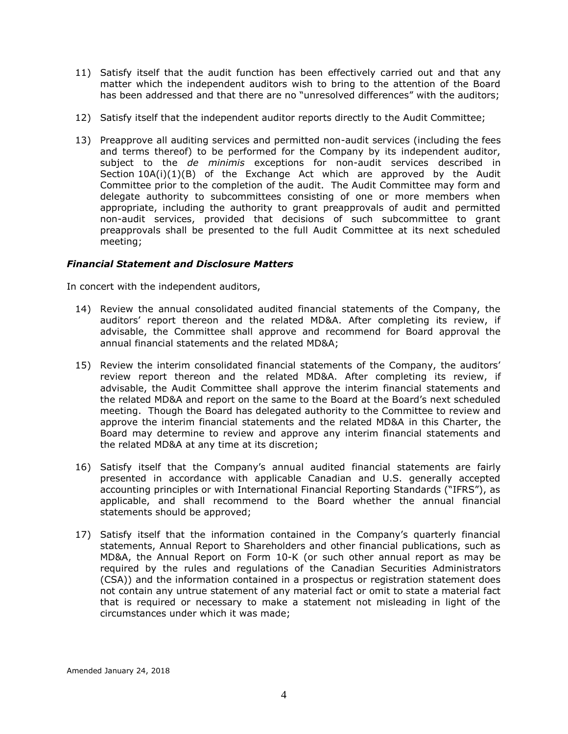11) Satisfy itself that the audit function has been effectively carried out and that any matter which the independent auditors wish to bring to the attention of the Board has been addressed and that there are no "unresolved differences" with the auditors;

12) Satisfy itself that the independent auditor reports directly to the Audit Committee;

13) Preapprove all auditing services and permitted non-audit services (including the fees and terms thereof) to be performed for the Company by its independent auditor, subject to the *de minimis* exceptions for non-audit services described in Section 10A(i)(1)(B) of the Exchange Act which are approved by the Audit Committee prior to the completion of the audit. The Audit Committee may form and delegate authority to subcommittees consisting of one or more members when appropriate, including the authority to grant preapprovals of audit and permitted non-audit services, provided that decisions of such subcommittee to grant preapprovals shall be presented to the full Audit Committee at its next scheduled meeting;

### *Financial Statement and Disclosure Matters*

In concert with the independent auditors,

14) Review the annual consolidated audited financial statements of the Company, the auditors' report thereon and the related MD&A. After completing its review, if advisable, the Committee shall approve and recommend for Board approval the annual financial statements and the related MD&A;

15) Review the interim consolidated financial statements of the Company, the auditors' review report thereon and the related MD&A. After completing its review, if advisable, the Audit Committee shall approve the interim financial statements and the related MD&A and report on the same to the Board at the Board's next scheduled meeting. Though the Board has delegated authority to the Committee to review and approve the interim financial statements and the related MD&A in this Charter, the Board may determine to review and approve any interim financial statements and the related MD&A at any time at its discretion;

16) Satisfy itself that the Company's annual audited financial statements are fairly presented in accordance with applicable Canadian and U.S. generally accepted accounting principles or with International Financial Reporting Standards ("IFRS"), as applicable, and shall recommend to the Board whether the annual financial statements should be approved;

17) Satisfy itself that the information contained in the Company's quarterly financial statements, Annual Report to Shareholders and other financial publications, such as MD&A, the Annual Report on Form 10-K (or such other annual report as may be required by the rules and regulations of the Canadian Securities Administrators (CSA)) and the information contained in a prospectus or registration statement does not contain any untrue statement of any material fact or omit to state a material fact that is required or necessary to make a statement not misleading in light of the circumstances under which it was made;

Amended January 24, 2018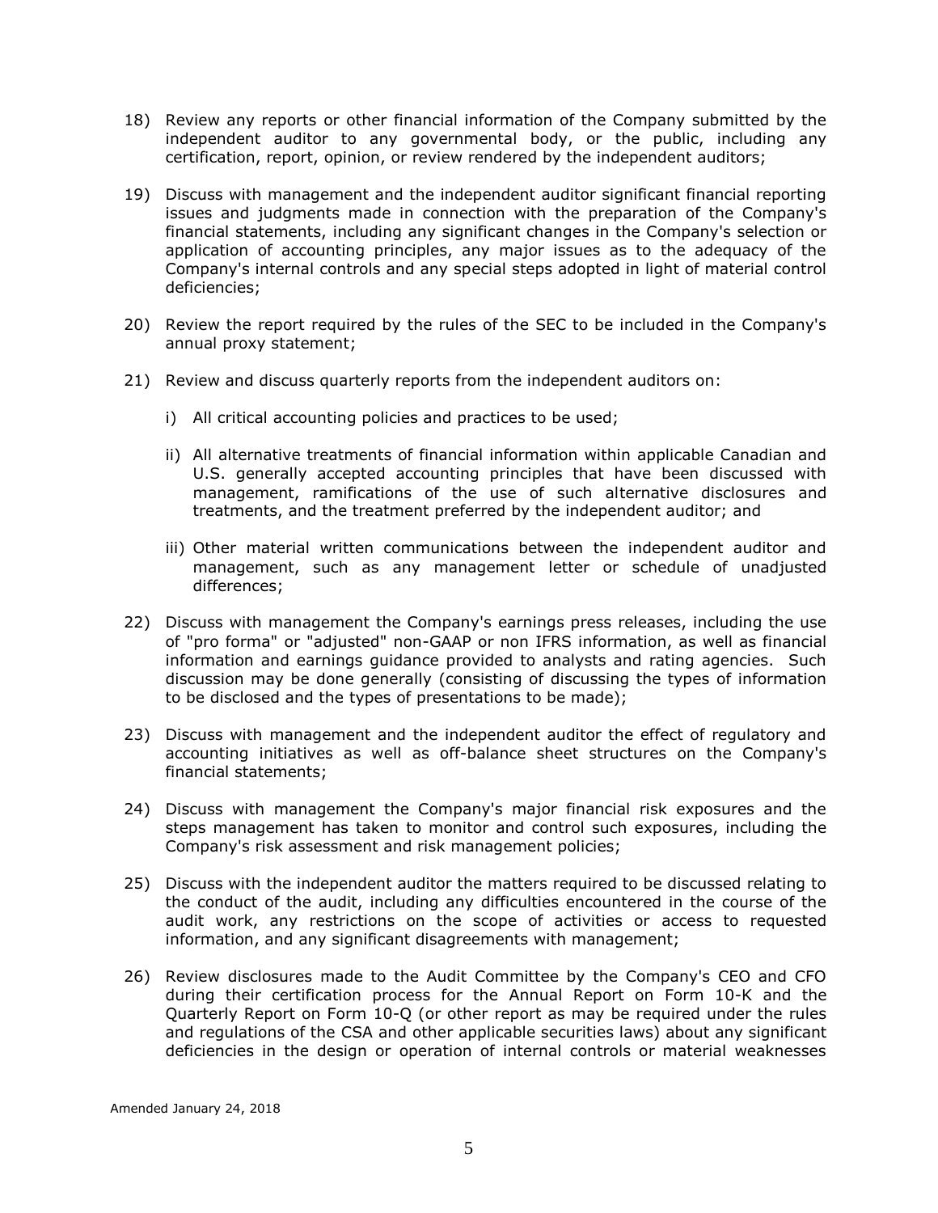18) Review any reports or other financial information of the Company submitted by the independent auditor to any governmental body, or the public, including any certification, report, opinion, or review rendered by the independent auditors;

19) Discuss with management and the independent auditor significant financial reporting issues and judgments made in connection with the preparation of the Company's financial statements, including any significant changes in the Company's selection or application of accounting principles, any major issues as to the adequacy of the Company's internal controls and any special steps adopted in light of material control deficiencies;

20) Review the report required by the rules of the SEC to be included in the Company's annual proxy statement;

21) Review and discuss quarterly reports from the independent auditors on:

    i) All critical accounting policies and practices to be used;

    ii) All alternative treatments of financial information within applicable Canadian and U.S. generally accepted accounting principles that have been discussed with management, ramifications of the use of such alternative disclosures and treatments, and the treatment preferred by the independent auditor; and

    iii) Other material written communications between the independent auditor and management, such as any management letter or schedule of unadjusted differences;

22) Discuss with management the Company's earnings press releases, including the use of "pro forma" or "adjusted" non-GAAP or non IFRS information, as well as financial information and earnings guidance provided to analysts and rating agencies. Such discussion may be done generally (consisting of discussing the types of information to be disclosed and the types of presentations to be made);

23) Discuss with management and the independent auditor the effect of regulatory and accounting initiatives as well as off-balance sheet structures on the Company's financial statements;

24) Discuss with management the Company's major financial risk exposures and the steps management has taken to monitor and control such exposures, including the Company's risk assessment and risk management policies;

25) Discuss with the independent auditor the matters required to be discussed relating to the conduct of the audit, including any difficulties encountered in the course of the audit work, any restrictions on the scope of activities or access to requested information, and any significant disagreements with management;

26) Review disclosures made to the Audit Committee by the Company's CEO and CFO during their certification process for the Annual Report on Form 10-K and the Quarterly Report on Form 10-Q (or other report as may be required under the rules and regulations of the CSA and other applicable securities laws) about any significant deficiencies in the design or operation of internal controls or material weaknesses

Amended January 24, 2018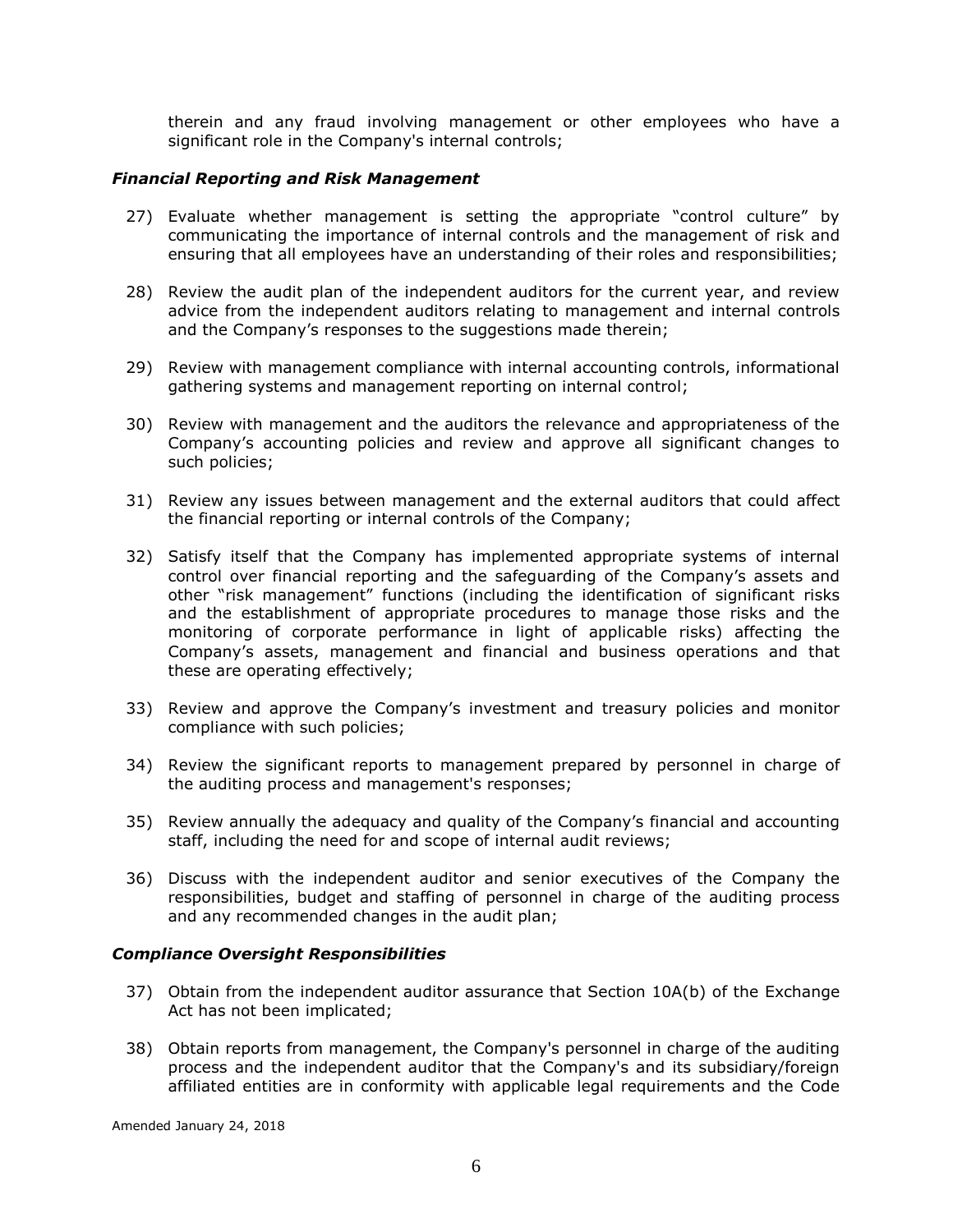therein and any fraud involving management or other employees who have a significant role in the Company's internal controls;

***Financial Reporting and Risk Management***

27) Evaluate whether management is setting the appropriate "control culture" by communicating the importance of internal controls and the management of risk and ensuring that all employees have an understanding of their roles and responsibilities;

28) Review the audit plan of the independent auditors for the current year, and review advice from the independent auditors relating to management and internal controls and the Company's responses to the suggestions made therein;

29) Review with management compliance with internal accounting controls, informational gathering systems and management reporting on internal control;

30) Review with management and the auditors the relevance and appropriateness of the Company's accounting policies and review and approve all significant changes to such policies;

31) Review any issues between management and the external auditors that could affect the financial reporting or internal controls of the Company;

32) Satisfy itself that the Company has implemented appropriate systems of internal control over financial reporting and the safeguarding of the Company's assets and other "risk management" functions (including the identification of significant risks and the establishment of appropriate procedures to manage those risks and the monitoring of corporate performance in light of applicable risks) affecting the Company's assets, management and financial and business operations and that these are operating effectively;

33) Review and approve the Company's investment and treasury policies and monitor compliance with such policies;

34) Review the significant reports to management prepared by personnel in charge of the auditing process and management's responses;

35) Review annually the adequacy and quality of the Company's financial and accounting staff, including the need for and scope of internal audit reviews;

36) Discuss with the independent auditor and senior executives of the Company the responsibilities, budget and staffing of personnel in charge of the auditing process and any recommended changes in the audit plan;

***Compliance Oversight Responsibilities***

37) Obtain from the independent auditor assurance that Section 10A(b) of the Exchange Act has not been implicated;

38) Obtain reports from management, the Company's personnel in charge of the auditing process and the independent auditor that the Company's and its subsidiary/foreign affiliated entities are in conformity with applicable legal requirements and the Code

Amended January 24, 2018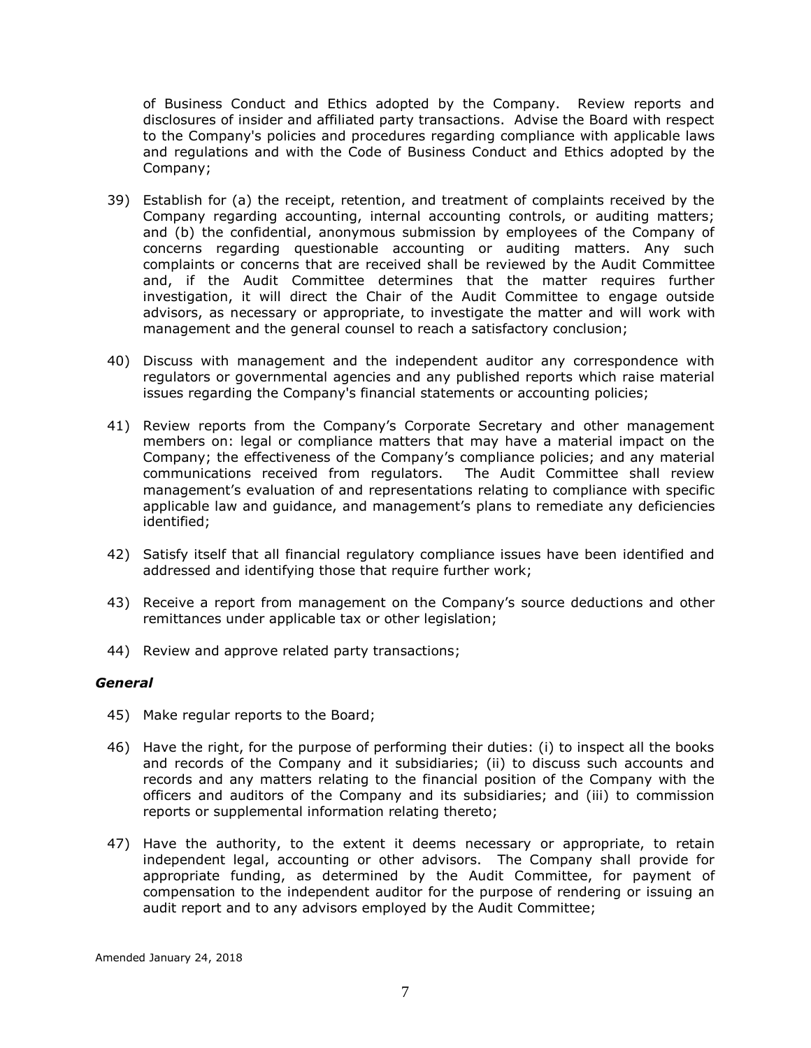of Business Conduct and Ethics adopted by the Company. Review reports and disclosures of insider and affiliated party transactions. Advise the Board with respect to the Company's policies and procedures regarding compliance with applicable laws and regulations and with the Code of Business Conduct and Ethics adopted by the Company;

39) Establish for (a) the receipt, retention, and treatment of complaints received by the Company regarding accounting, internal accounting controls, or auditing matters; and (b) the confidential, anonymous submission by employees of the Company of concerns regarding questionable accounting or auditing matters. Any such complaints or concerns that are received shall be reviewed by the Audit Committee and, if the Audit Committee determines that the matter requires further investigation, it will direct the Chair of the Audit Committee to engage outside advisors, as necessary or appropriate, to investigate the matter and will work with management and the general counsel to reach a satisfactory conclusion;

40) Discuss with management and the independent auditor any correspondence with regulators or governmental agencies and any published reports which raise material issues regarding the Company's financial statements or accounting policies;

41) Review reports from the Company's Corporate Secretary and other management members on: legal or compliance matters that may have a material impact on the Company; the effectiveness of the Company's compliance policies; and any material communications received from regulators. The Audit Committee shall review management's evaluation of and representations relating to compliance with specific applicable law and guidance, and management's plans to remediate any deficiencies identified;

42) Satisfy itself that all financial regulatory compliance issues have been identified and addressed and identifying those that require further work;

43) Receive a report from management on the Company's source deductions and other remittances under applicable tax or other legislation;

44) Review and approve related party transactions;

### *General*

45) Make regular reports to the Board;

46) Have the right, for the purpose of performing their duties: (i) to inspect all the books and records of the Company and it subsidiaries; (ii) to discuss such accounts and records and any matters relating to the financial position of the Company with the officers and auditors of the Company and its subsidiaries; and (iii) to commission reports or supplemental information relating thereto;

47) Have the authority, to the extent it deems necessary or appropriate, to retain independent legal, accounting or other advisors. The Company shall provide for appropriate funding, as determined by the Audit Committee, for payment of compensation to the independent auditor for the purpose of rendering or issuing an audit report and to any advisors employed by the Audit Committee;

Amended January 24, 2018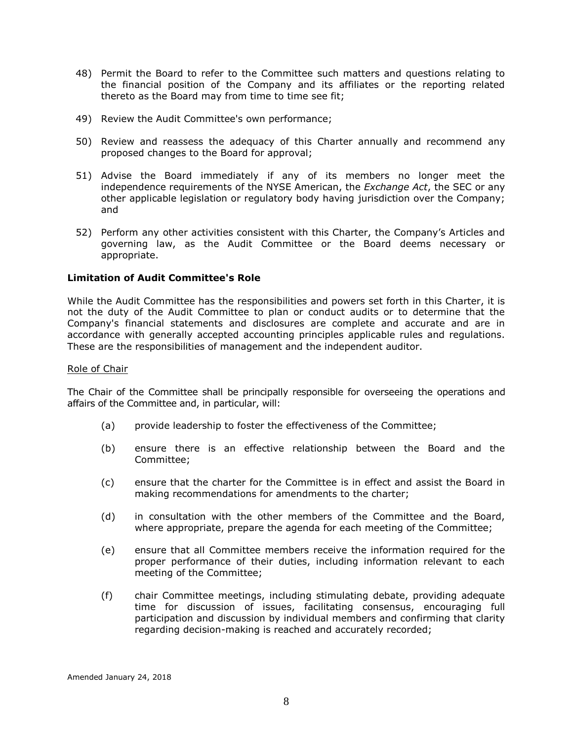48) Permit the Board to refer to the Committee such matters and questions relating to the financial position of the Company and its affiliates or the reporting related thereto as the Board may from time to time see fit;

49) Review the Audit Committee's own performance;

50) Review and reassess the adequacy of this Charter annually and recommend any proposed changes to the Board for approval;

51) Advise the Board immediately if any of its members no longer meet the independence requirements of the NYSE American, the *Exchange Act*, the SEC or any other applicable legislation or regulatory body having jurisdiction over the Company; and

52) Perform any other activities consistent with this Charter, the Company's Articles and governing law, as the Audit Committee or the Board deems necessary or appropriate.

### Limitation of Audit Committee's Role

While the Audit Committee has the responsibilities and powers set forth in this Charter, it is not the duty of the Audit Committee to plan or conduct audits or to determine that the Company's financial statements and disclosures are complete and accurate and are in accordance with generally accepted accounting principles applicable rules and regulations. These are the responsibilities of management and the independent auditor.

Role of Chair

The Chair of the Committee shall be principally responsible for overseeing the operations and affairs of the Committee and, in particular, will:

(a) provide leadership to foster the effectiveness of the Committee;

(b) ensure there is an effective relationship between the Board and the Committee;

(c) ensure that the charter for the Committee is in effect and assist the Board in making recommendations for amendments to the charter;

(d) in consultation with the other members of the Committee and the Board, where appropriate, prepare the agenda for each meeting of the Committee;

(e) ensure that all Committee members receive the information required for the proper performance of their duties, including information relevant to each meeting of the Committee;

(f) chair Committee meetings, including stimulating debate, providing adequate time for discussion of issues, facilitating consensus, encouraging full participation and discussion by individual members and confirming that clarity regarding decision-making is reached and accurately recorded;

Amended January 24, 2018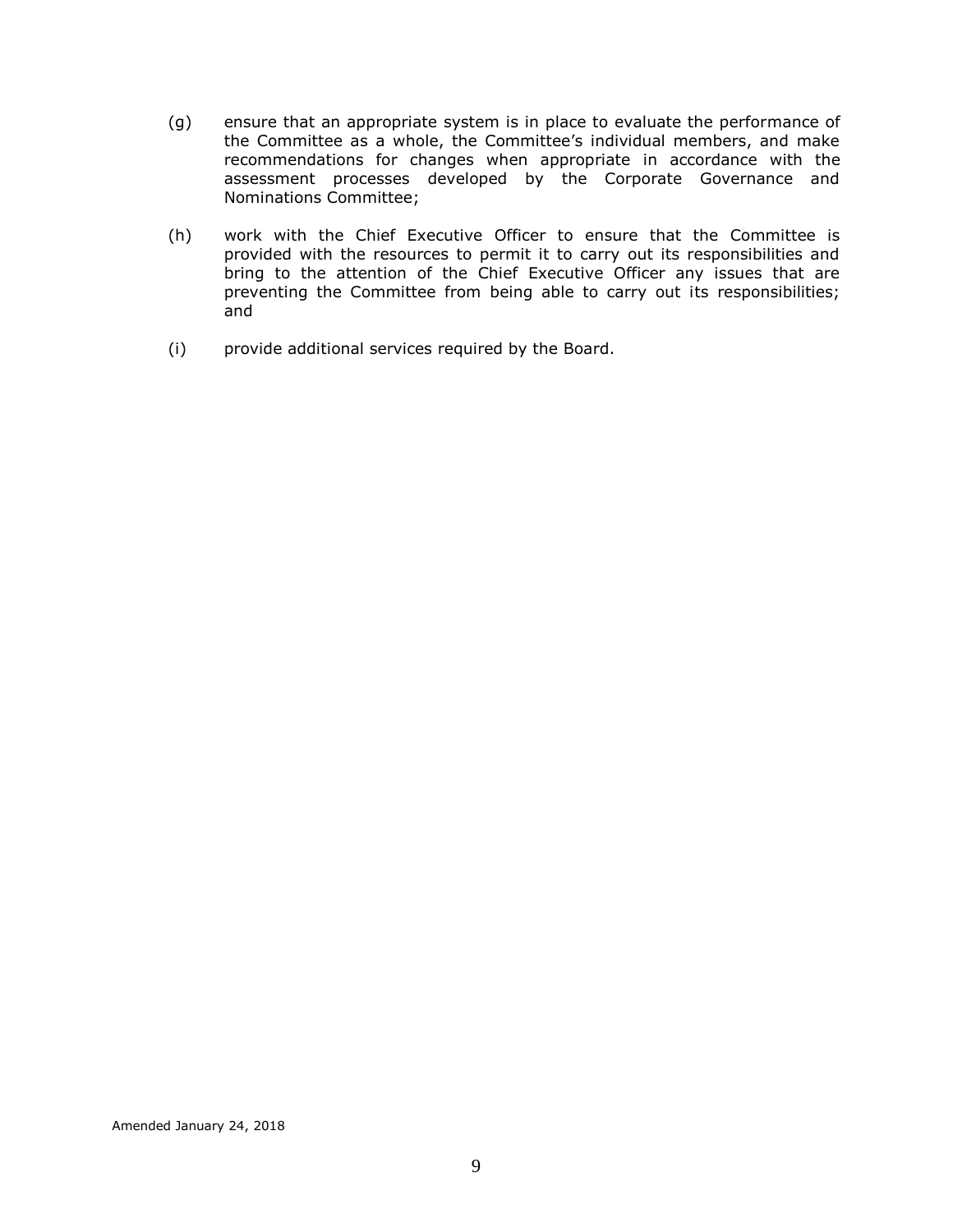(g) ensure that an appropriate system is in place to evaluate the performance of the Committee as a whole, the Committee's individual members, and make recommendations for changes when appropriate in accordance with the assessment processes developed by the Corporate Governance and Nominations Committee;

(h) work with the Chief Executive Officer to ensure that the Committee is provided with the resources to permit it to carry out its responsibilities and bring to the attention of the Chief Executive Officer any issues that are preventing the Committee from being able to carry out its responsibilities; and

(i) provide additional services required by the Board.

Amended January 24, 2018